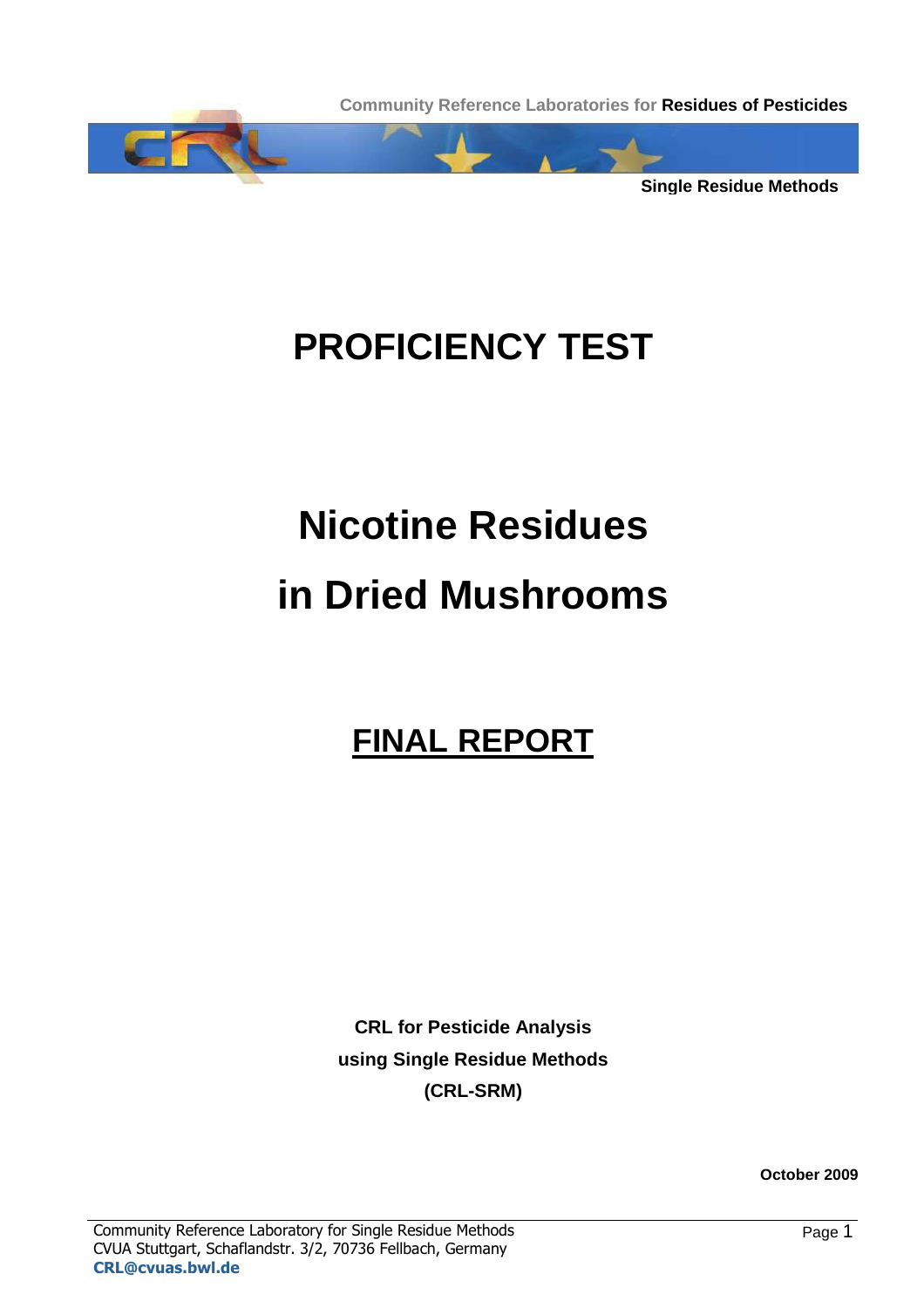# PROFICIENCY TEST

# Nicotine Residues in Dried Mushrooms

## FINAL REPORT

**CRL for Pesticide Analysis**
**using Single Residue Methods**
**(CRL-SRM)**

**October 2009**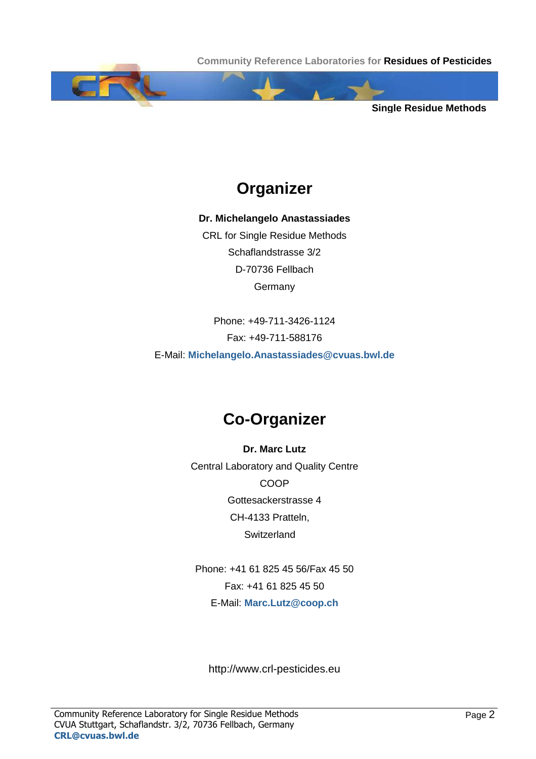# Organizer

**Dr. Michelangelo Anastassiades**

CRL for Single Residue Methods

Schaflandstrasse 3/2

D-70736 Fellbach

Germany

Phone: +49-711-3426-1124

Fax: +49-711-588176

E-Mail: **Michelangelo.Anastassiades@cvuas.bwl.de**

# Co-Organizer

**Dr. Marc Lutz**

Central Laboratory and Quality Centre

COOP

Gottesackerstrasse 4

CH-4133 Pratteln,

Switzerland

Phone: +41 61 825 45 56/Fax 45 50

Fax: +41 61 825 45 50

E-Mail: **Marc.Lutz@coop.ch**

http://www.crl-pesticides.eu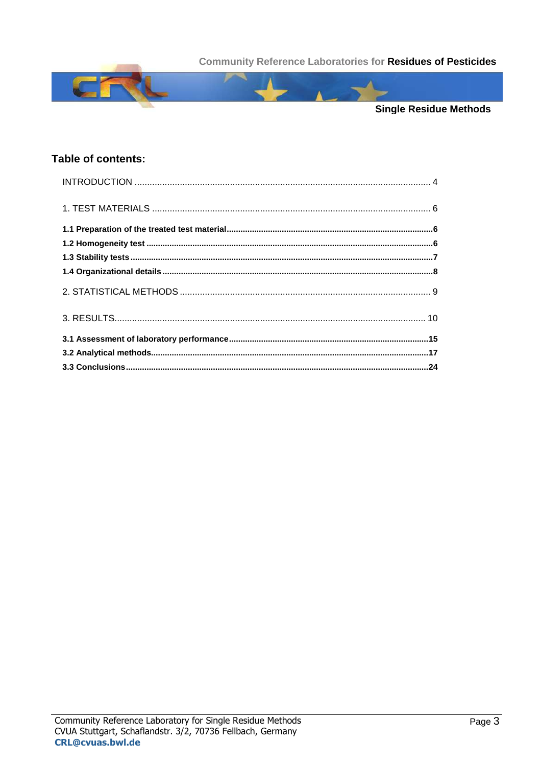## Table of contents:

INTRODUCTION ..... 4

1. TEST MATERIALS ..... 6

**1.1 Preparation of the treated test material ..... 6**

**1.2 Homogeneity test ..... 6**

**1.3 Stability tests ..... 7**

**1.4 Organizational details ..... 8**

2. STATISTICAL METHODS ..... 9

3. RESULTS ..... 10

**3.1 Assessment of laboratory performance ..... 15**

**3.2 Analytical methods ..... 17**

**3.3 Conclusions ..... 24**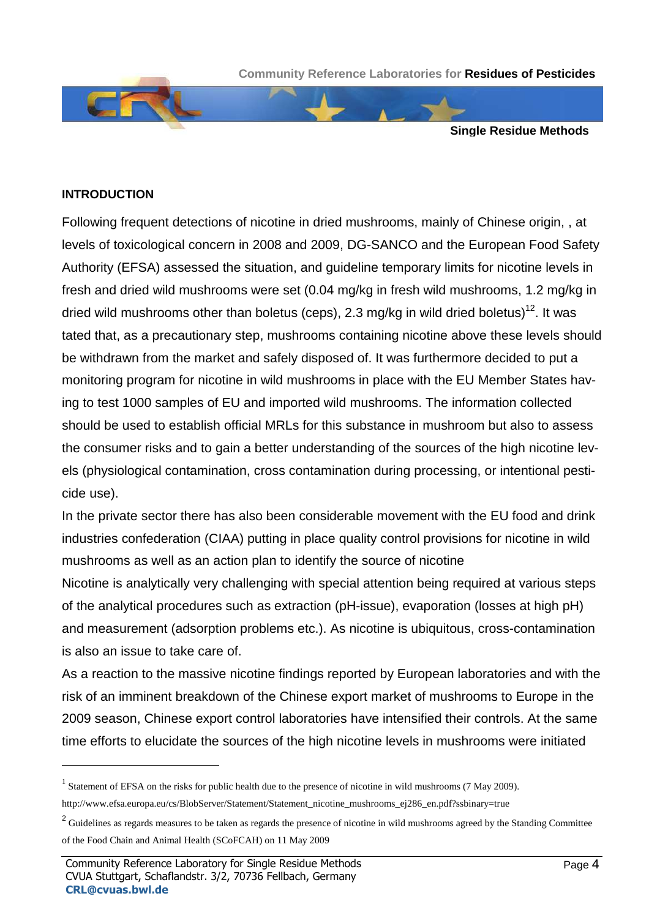## INTRODUCTION

Following frequent detections of nicotine in dried mushrooms, mainly of Chinese origin, , at levels of toxicological concern in 2008 and 2009, DG-SANCO and the European Food Safety Authority (EFSA) assessed the situation, and guideline temporary limits for nicotine levels in fresh and dried wild mushrooms were set (0.04 mg/kg in fresh wild mushrooms, 1.2 mg/kg in dried wild mushrooms other than boletus (ceps), 2.3 mg/kg in wild dried boletus)[1,2]. It was tated that, as a precautionary step, mushrooms containing nicotine above these levels should be withdrawn from the market and safely disposed of. It was furthermore decided to put a monitoring program for nicotine in wild mushrooms in place with the EU Member States having to test 1000 samples of EU and imported wild mushrooms. The information collected should be used to establish official MRLs for this substance in mushroom but also to assess the consumer risks and to gain a better understanding of the sources of the high nicotine levels (physiological contamination, cross contamination during processing, or intentional pesticide use).

In the private sector there has also been considerable movement with the EU food and drink industries confederation (CIAA) putting in place quality control provisions for nicotine in wild mushrooms as well as an action plan to identify the source of nicotine

Nicotine is analytically very challenging with special attention being required at various steps of the analytical procedures such as extraction (pH-issue), evaporation (losses at high pH) and measurement (adsorption problems etc.). As nicotine is ubiquitous, cross-contamination is also an issue to take care of.

As a reaction to the massive nicotine findings reported by European laboratories and with the risk of an imminent breakdown of the Chinese export market of mushrooms to Europe in the 2009 season, Chinese export control laboratories have intensified their controls. At the same time efforts to elucidate the sources of the high nicotine levels in mushrooms were initiated

---

[1] Statement of EFSA on the risks for public health due to the presence of nicotine in wild mushrooms (7 May 2009). http://www.efsa.europa.eu/cs/BlobServer/Statement/Statement_nicotine_mushrooms_ej286_en.pdf?ssbinary=true

[2] Guidelines as regards measures to be taken as regards the presence of nicotine in wild mushrooms agreed by the Standing Committee of the Food Chain and Animal Health (SCoFCAH) on 11 May 2009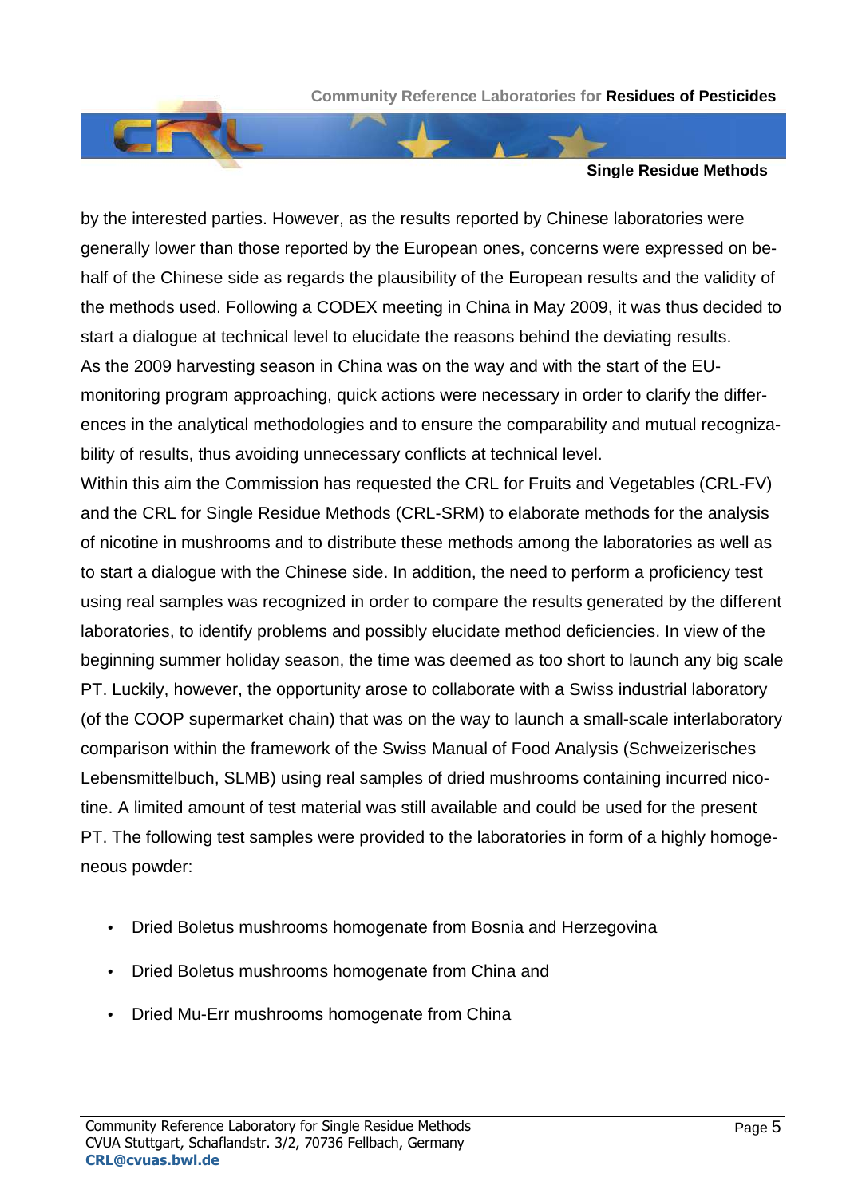by the interested parties. However, as the results reported by Chinese laboratories were generally lower than those reported by the European ones, concerns were expressed on behalf of the Chinese side as regards the plausibility of the European results and the validity of the methods used. Following a CODEX meeting in China in May 2009, it was thus decided to start a dialogue at technical level to elucidate the reasons behind the deviating results.
As the 2009 harvesting season in China was on the way and with the start of the EU-monitoring program approaching, quick actions were necessary in order to clarify the differences in the analytical methodologies and to ensure the comparability and mutual recognizability of results, thus avoiding unnecessary conflicts at technical level.
Within this aim the Commission has requested the CRL for Fruits and Vegetables (CRL-FV) and the CRL for Single Residue Methods (CRL-SRM) to elaborate methods for the analysis of nicotine in mushrooms and to distribute these methods among the laboratories as well as to start a dialogue with the Chinese side. In addition, the need to perform a proficiency test using real samples was recognized in order to compare the results generated by the different laboratories, to identify problems and possibly elucidate method deficiencies. In view of the beginning summer holiday season, the time was deemed as too short to launch any big scale PT. Luckily, however, the opportunity arose to collaborate with a Swiss industrial laboratory (of the COOP supermarket chain) that was on the way to launch a small-scale interlaboratory comparison within the framework of the Swiss Manual of Food Analysis (Schweizerisches Lebensmittelbuch, SLMB) using real samples of dried mushrooms containing incurred nicotine. A limited amount of test material was still available and could be used for the present PT. The following test samples were provided to the laboratories in form of a highly homogeneous powder:

- Dried Boletus mushrooms homogenate from Bosnia and Herzegovina
- Dried Boletus mushrooms homogenate from China and
- Dried Mu-Err mushrooms homogenate from China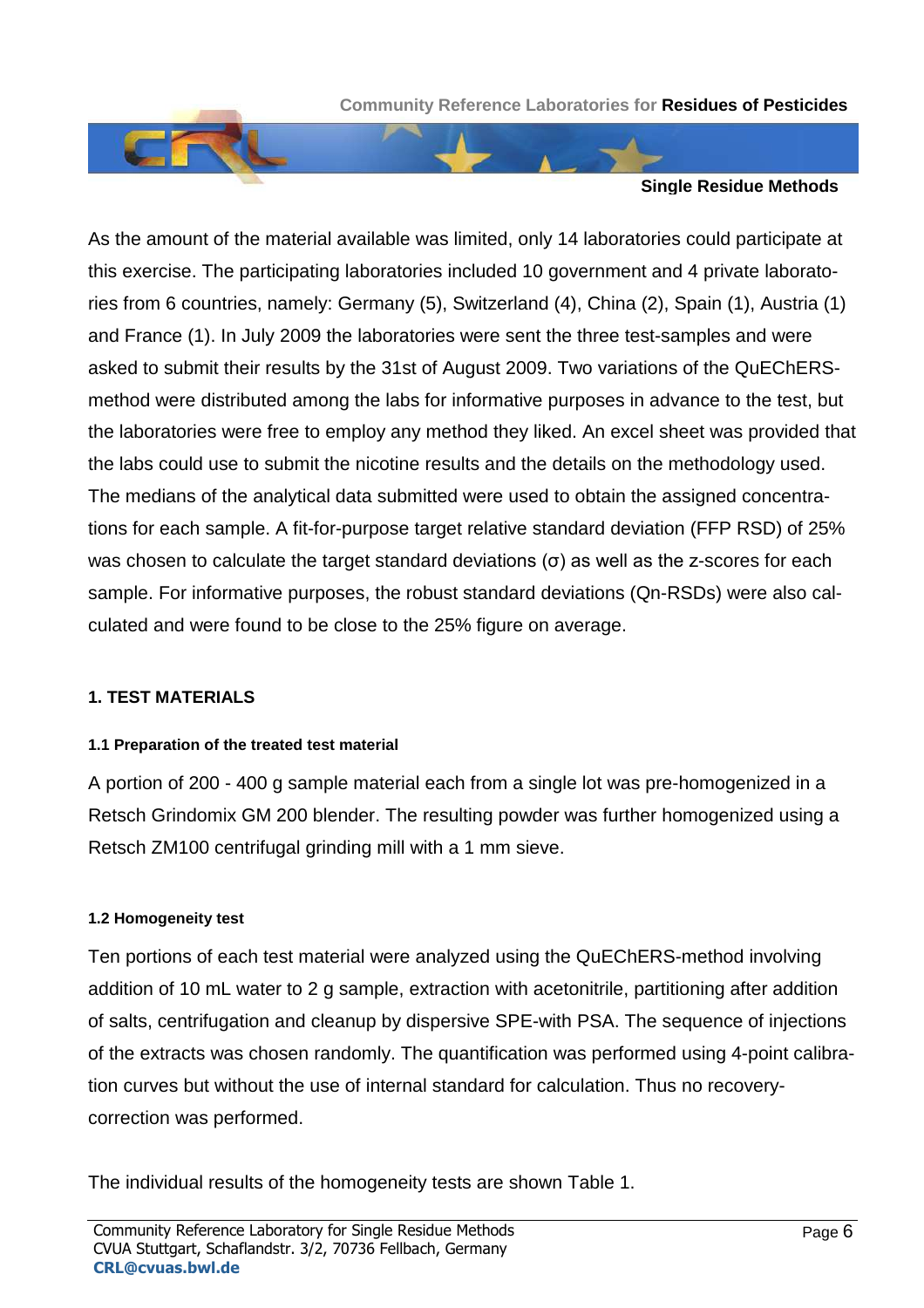As the amount of the material available was limited, only 14 laboratories could participate at this exercise. The participating laboratories included 10 government and 4 private laboratories from 6 countries, namely: Germany (5), Switzerland (4), China (2), Spain (1), Austria (1) and France (1). In July 2009 the laboratories were sent the three test-samples and were asked to submit their results by the 31st of August 2009. Two variations of the QuEChERS-method were distributed among the labs for informative purposes in advance to the test, but the laboratories were free to employ any method they liked. An excel sheet was provided that the labs could use to submit the nicotine results and the details on the methodology used. The medians of the analytical data submitted were used to obtain the assigned concentrations for each sample. A fit-for-purpose target relative standard deviation (FFP RSD) of 25% was chosen to calculate the target standard deviations (σ) as well as the z-scores for each sample. For informative purposes, the robust standard deviations (Qn-RSDs) were also calculated and were found to be close to the 25% figure on average.

## 1. TEST MATERIALS

### 1.1 Preparation of the treated test material

A portion of 200 - 400 g sample material each from a single lot was pre-homogenized in a Retsch Grindomix GM 200 blender. The resulting powder was further homogenized using a Retsch ZM100 centrifugal grinding mill with a 1 mm sieve.

### 1.2 Homogeneity test

Ten portions of each test material were analyzed using the QuEChERS-method involving addition of 10 mL water to 2 g sample, extraction with acetonitrile, partitioning after addition of salts, centrifugation and cleanup by dispersive SPE-with PSA. The sequence of injections of the extracts was chosen randomly. The quantification was performed using 4-point calibration curves but without the use of internal standard for calculation. Thus no recovery-correction was performed.

The individual results of the homogeneity tests are shown Table 1.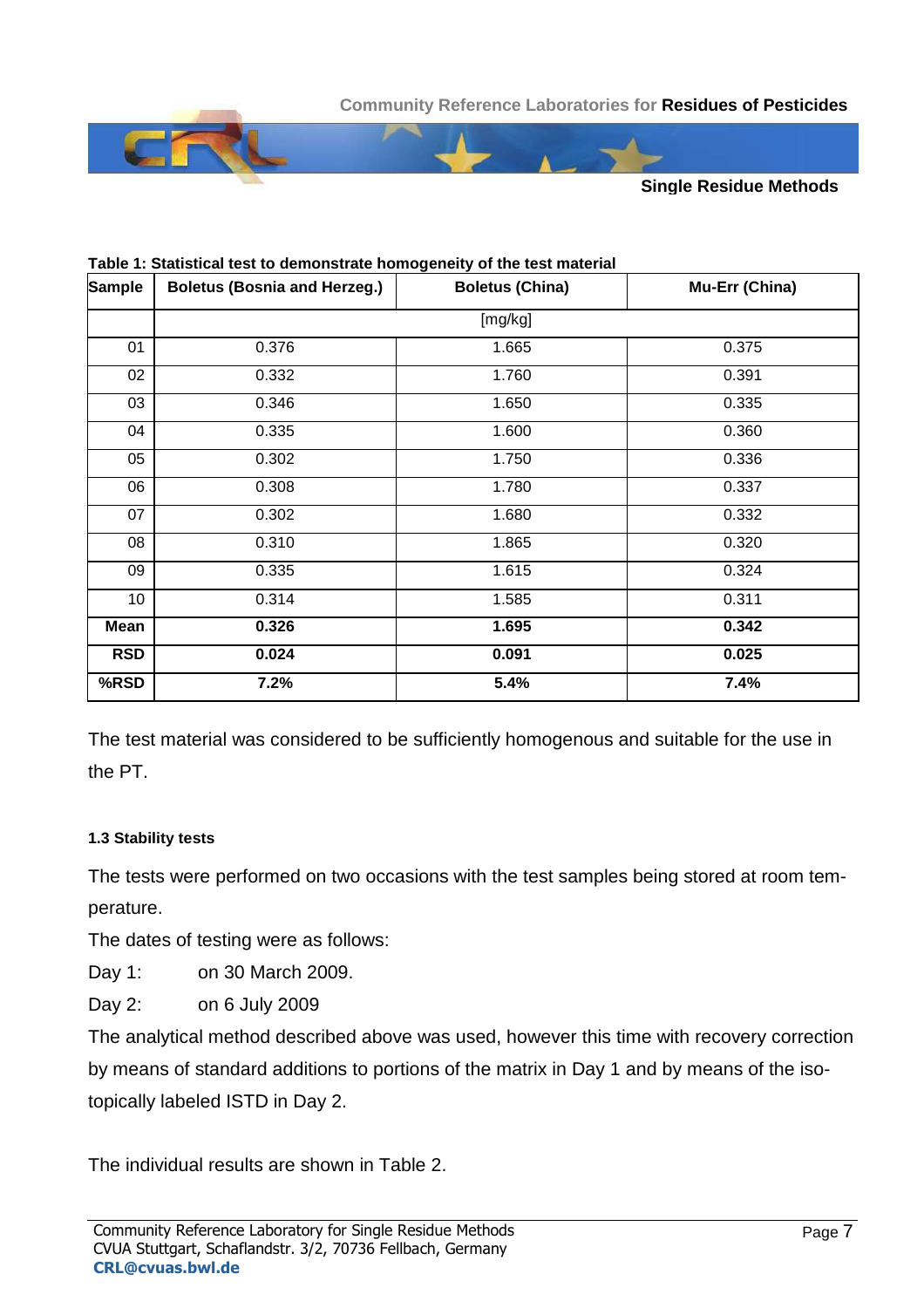**Table 1: Statistical test to demonstrate homogeneity of the test material**

| Sample | Boletus (Bosnia and Herzeg.) | Boletus (China) | Mu-Err (China) |
|---|---|---|---|
| | [mg/kg] | | |
| 01 | 0.376 | 1.665 | 0.375 |
| 02 | 0.332 | 1.760 | 0.391 |
| 03 | 0.346 | 1.650 | 0.335 |
| 04 | 0.335 | 1.600 | 0.360 |
| 05 | 0.302 | 1.750 | 0.336 |
| 06 | 0.308 | 1.780 | 0.337 |
| 07 | 0.302 | 1.680 | 0.332 |
| 08 | 0.310 | 1.865 | 0.320 |
| 09 | 0.335 | 1.615 | 0.324 |
| 10 | 0.314 | 1.585 | 0.311 |
| **Mean** | **0.326** | **1.695** | **0.342** |
| **RSD** | **0.024** | **0.091** | **0.025** |
| **%RSD** | **7.2%** | **5.4%** | **7.4%** |

The test material was considered to be sufficiently homogenous and suitable for the use in the PT.

#### 1.3 Stability tests

The tests were performed on two occasions with the test samples being stored at room temperature.

The dates of testing were as follows:

Day 1: on 30 March 2009.

Day 2: on 6 July 2009

The analytical method described above was used, however this time with recovery correction by means of standard additions to portions of the matrix in Day 1 and by means of the isotopically labeled ISTD in Day 2.

The individual results are shown in Table 2.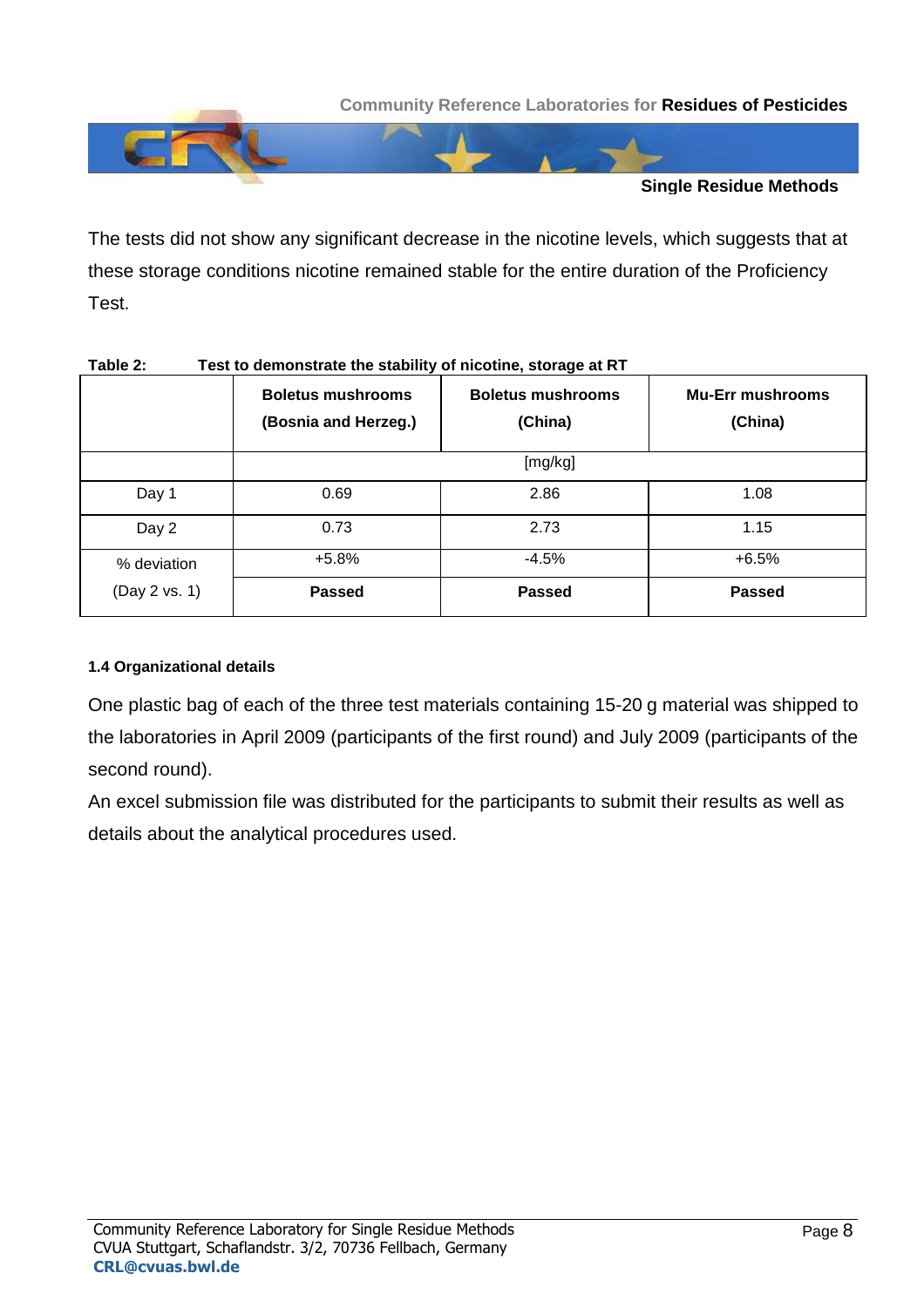The tests did not show any significant decrease in the nicotine levels, which suggests that at these storage conditions nicotine remained stable for the entire duration of the Proficiency Test.

**Table 2: Test to demonstrate the stability of nicotine, storage at RT**

| | Boletus mushrooms (Bosnia and Herzeg.) | Boletus mushrooms (China) | Mu-Err mushrooms (China) |
|---|---|---|---|
| | [mg/kg] | | |
| Day 1 | 0.69 | 2.86 | 1.08 |
| Day 2 | 0.73 | 2.73 | 1.15 |
| % deviation (Day 2 vs. 1) | +5.8% **Passed** | -4.5% **Passed** | +6.5% **Passed** |

#### 1.4 Organizational details

One plastic bag of each of the three test materials containing 15-20 g material was shipped to the laboratories in April 2009 (participants of the first round) and July 2009 (participants of the second round).

An excel submission file was distributed for the participants to submit their results as well as details about the analytical procedures used.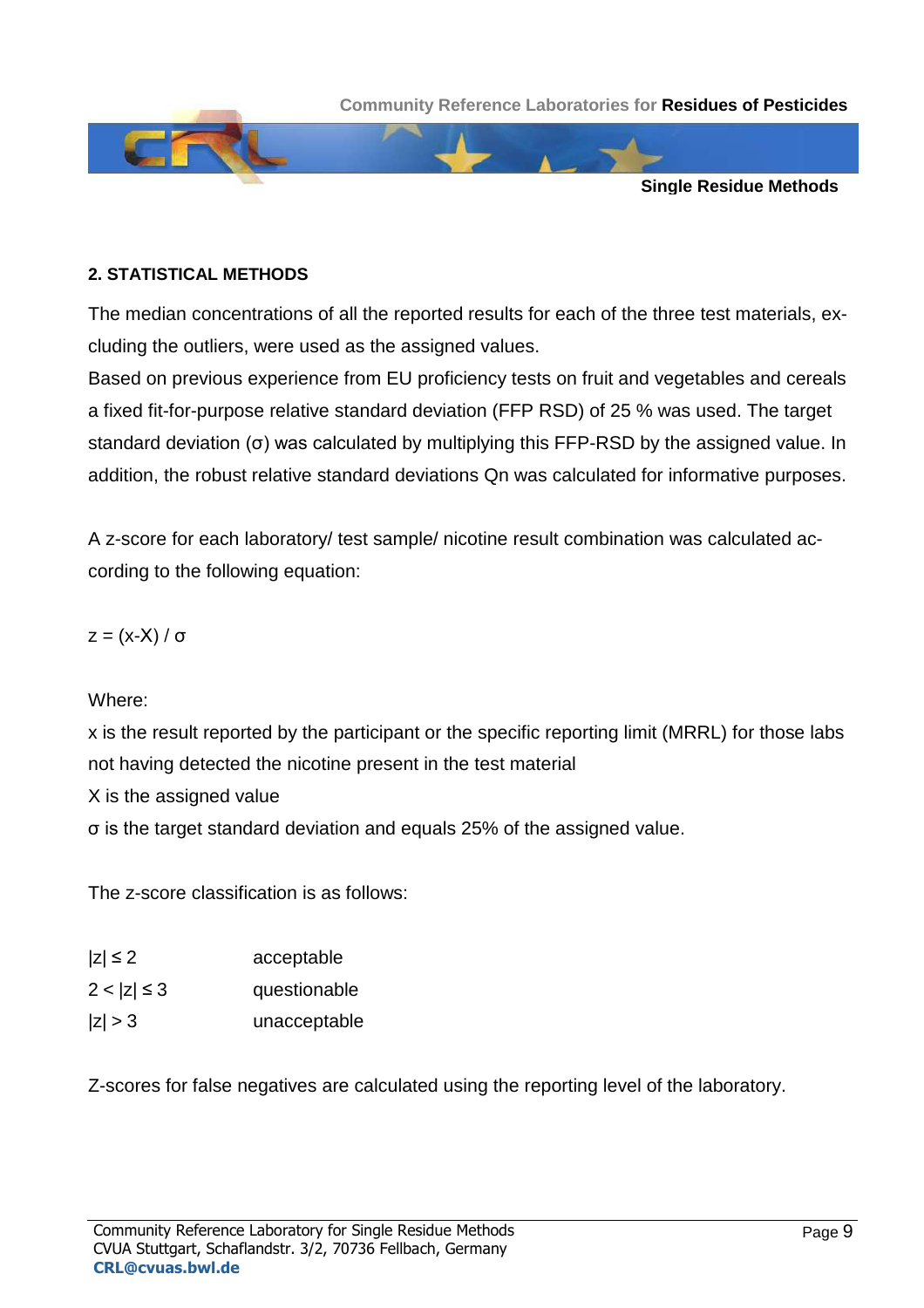## 2. STATISTICAL METHODS

The median concentrations of all the reported results for each of the three test materials, excluding the outliers, were used as the assigned values.
Based on previous experience from EU proficiency tests on fruit and vegetables and cereals a fixed fit-for-purpose relative standard deviation (FFP RSD) of 25 % was used. The target standard deviation ($\sigma$) was calculated by multiplying this FFP-RSD by the assigned value. In addition, the robust relative standard deviations Qn was calculated for informative purposes.

A z-score for each laboratory/ test sample/ nicotine result combination was calculated according to the following equation:

$$z = (x-X) / \sigma$$

Where:
x is the result reported by the participant or the specific reporting limit (MRRL) for those labs not having detected the nicotine present in the test material
X is the assigned value
$\sigma$ is the target standard deviation and equals 25% of the assigned value.

The z-score classification is as follows:

| | |
|---|---|
| $\lvert z \rvert \leq 2$ | acceptable |
| $2 < \lvert z \rvert \leq 3$ | questionable |
| $\lvert z \rvert > 3$ | unacceptable |

Z-scores for false negatives are calculated using the reporting level of the laboratory.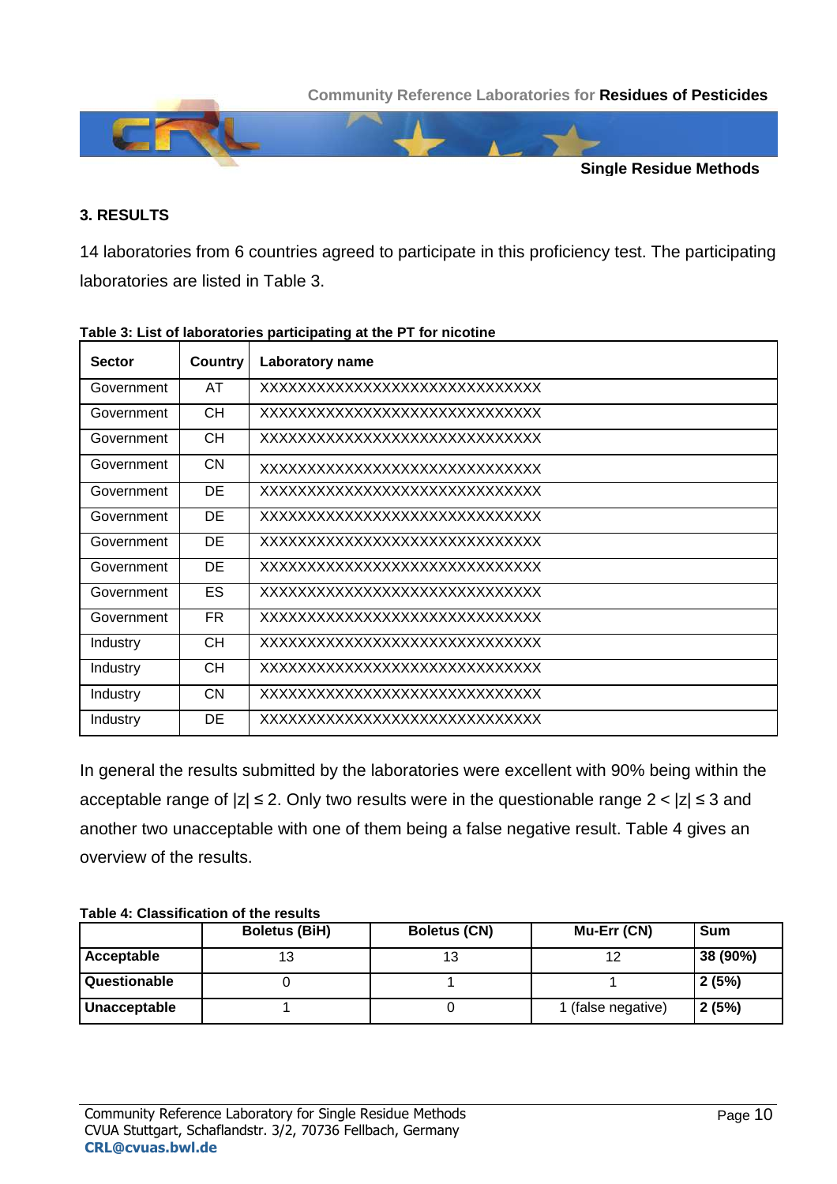## 3. RESULTS

14 laboratories from 6 countries agreed to participate in this proficiency test. The participating laboratories are listed in Table 3.

**Table 3: List of laboratories participating at the PT for nicotine**

| Sector | Country | Laboratory name |
|---|---|---|
| Government | AT | XXXXXXXXXXXXXXXXXXXXXXXXXXXXX |
| Government | CH | XXXXXXXXXXXXXXXXXXXXXXXXXXXXX |
| Government | CH | XXXXXXXXXXXXXXXXXXXXXXXXXXXXX |
| Government | CN | XXXXXXXXXXXXXXXXXXXXXXXXXXXXX |
| Government | DE | XXXXXXXXXXXXXXXXXXXXXXXXXXXXX |
| Government | DE | XXXXXXXXXXXXXXXXXXXXXXXXXXXXX |
| Government | DE | XXXXXXXXXXXXXXXXXXXXXXXXXXXXX |
| Government | DE | XXXXXXXXXXXXXXXXXXXXXXXXXXXXX |
| Government | ES | XXXXXXXXXXXXXXXXXXXXXXXXXXXXX |
| Government | FR | XXXXXXXXXXXXXXXXXXXXXXXXXXXXX |
| Industry | CH | XXXXXXXXXXXXXXXXXXXXXXXXXXXXX |
| Industry | CH | XXXXXXXXXXXXXXXXXXXXXXXXXXXXX |
| Industry | CN | XXXXXXXXXXXXXXXXXXXXXXXXXXXXX |
| Industry | DE | XXXXXXXXXXXXXXXXXXXXXXXXXXXXX |

In general the results submitted by the laboratories were excellent with 90% being within the acceptable range of $|z| \leq 2$. Only two results were in the questionable range $2 < |z| \leq 3$ and another two unacceptable with one of them being a false negative result. Table 4 gives an overview of the results.

**Table 4: Classification of the results**

| | Boletus (BiH) | Boletus (CN) | Mu-Err (CN) | Sum |
|---|---|---|---|---|
| **Acceptable** | 13 | 13 | 12 | **38 (90%)** |
| **Questionable** | 0 | 1 | 1 | **2 (5%)** |
| **Unacceptable** | 1 | 0 | 1 (false negative) | **2 (5%)** |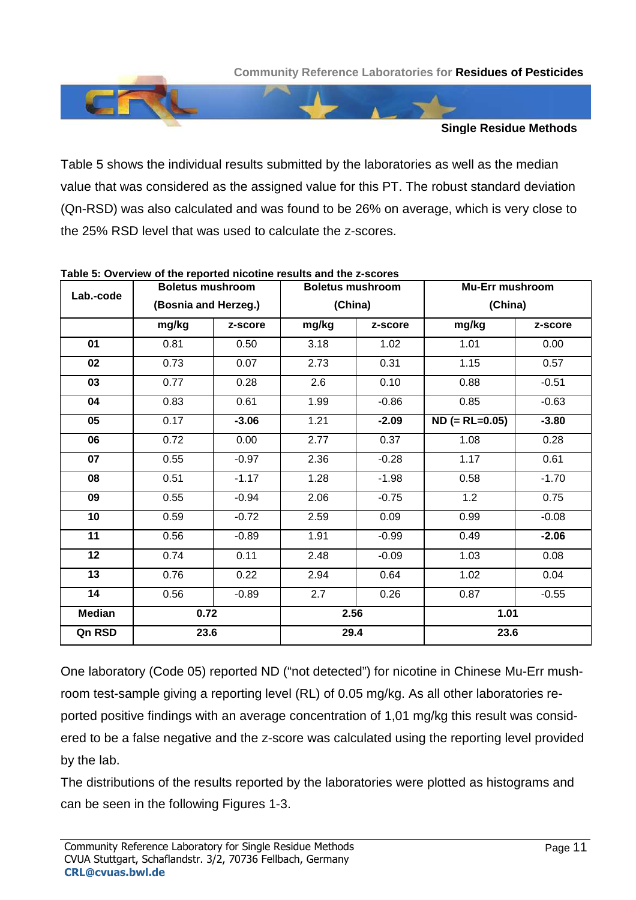Table 5 shows the individual results submitted by the laboratories as well as the median value that was considered as the assigned value for this PT. The robust standard deviation (Qn-RSD) was also calculated and was found to be 26% on average, which is very close to the 25% RSD level that was used to calculate the z-scores.

**Table 5: Overview of the reported nicotine results and the z-scores**

| Lab.-code | Boletus mushroom (Bosnia and Herzeg.) | | Boletus mushroom (China) | | Mu-Err mushroom (China) | |
|---|---|---|---|---|---|---|
| | mg/kg | z-score | mg/kg | z-score | mg/kg | z-score |
| **01** | 0.81 | 0.50 | 3.18 | 1.02 | 1.01 | 0.00 |
| **02** | 0.73 | 0.07 | 2.73 | 0.31 | 1.15 | 0.57 |
| **03** | 0.77 | 0.28 | 2.6 | 0.10 | 0.88 | -0.51 |
| **04** | 0.83 | 0.61 | 1.99 | -0.86 | 0.85 | -0.63 |
| **05** | 0.17 | **-3.06** | 1.21 | **-2.09** | **ND (= RL=0.05)** | **-3.80** |
| **06** | 0.72 | 0.00 | 2.77 | 0.37 | 1.08 | 0.28 |
| **07** | 0.55 | -0.97 | 2.36 | -0.28 | 1.17 | 0.61 |
| **08** | 0.51 | -1.17 | 1.28 | -1.98 | 0.58 | -1.70 |
| **09** | 0.55 | -0.94 | 2.06 | -0.75 | 1.2 | 0.75 |
| **10** | 0.59 | -0.72 | 2.59 | 0.09 | 0.99 | -0.08 |
| **11** | 0.56 | -0.89 | 1.91 | -0.99 | 0.49 | **-2.06** |
| **12** | 0.74 | 0.11 | 2.48 | -0.09 | 1.03 | 0.08 |
| **13** | 0.76 | 0.22 | 2.94 | 0.64 | 1.02 | 0.04 |
| **14** | 0.56 | -0.89 | 2.7 | 0.26 | 0.87 | -0.55 |
| **Median** | **0.72** | | **2.56** | | **1.01** | |
| **Qn RSD** | **23.6** | | **29.4** | | **23.6** | |

One laboratory (Code 05) reported ND ("not detected") for nicotine in Chinese Mu-Err mushroom test-sample giving a reporting level (RL) of 0.05 mg/kg. As all other laboratories reported positive findings with an average concentration of 1,01 mg/kg this result was considered to be a false negative and the z-score was calculated using the reporting level provided by the lab.

The distributions of the results reported by the laboratories were plotted as histograms and can be seen in the following Figures 1-3.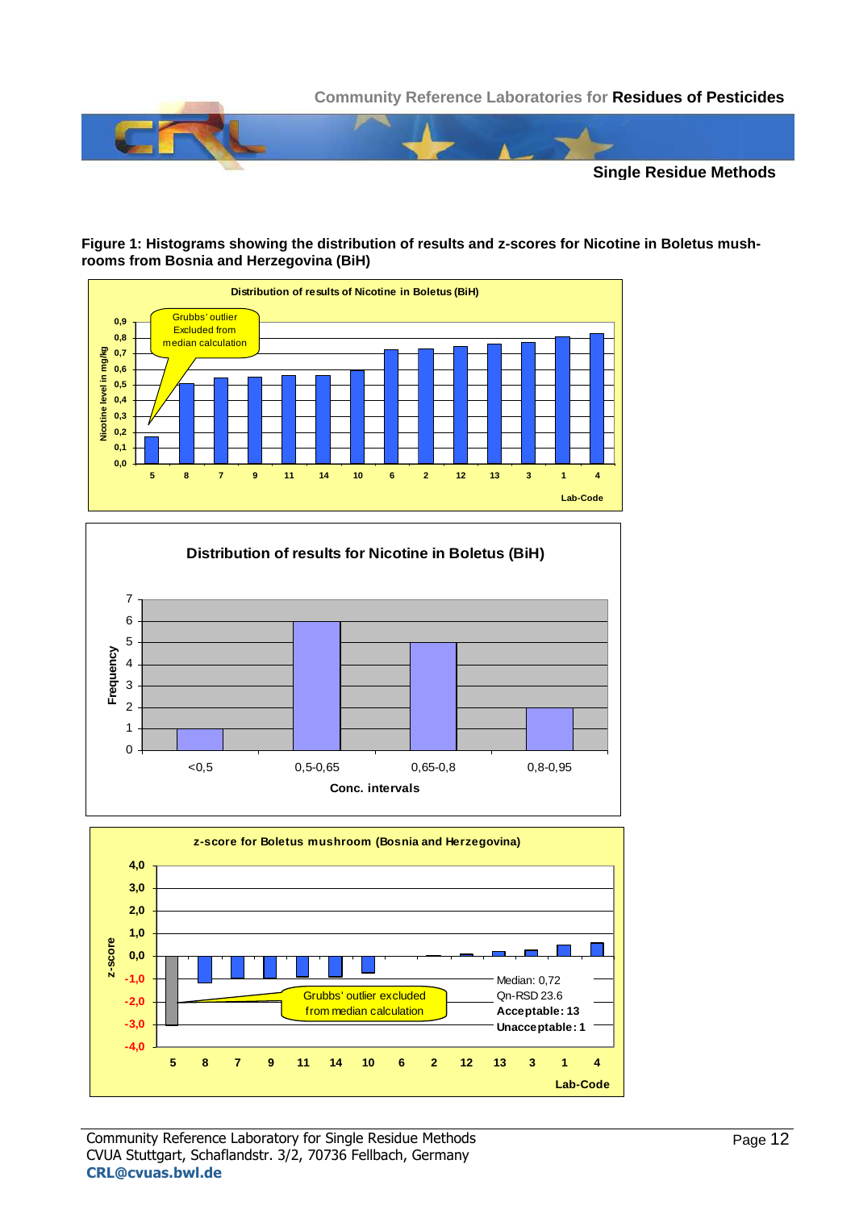**Figure 1: Histograms showing the distribution of results and z-scores for Nicotine in Boletus mushrooms from Bosnia and Herzegovina (BiH)**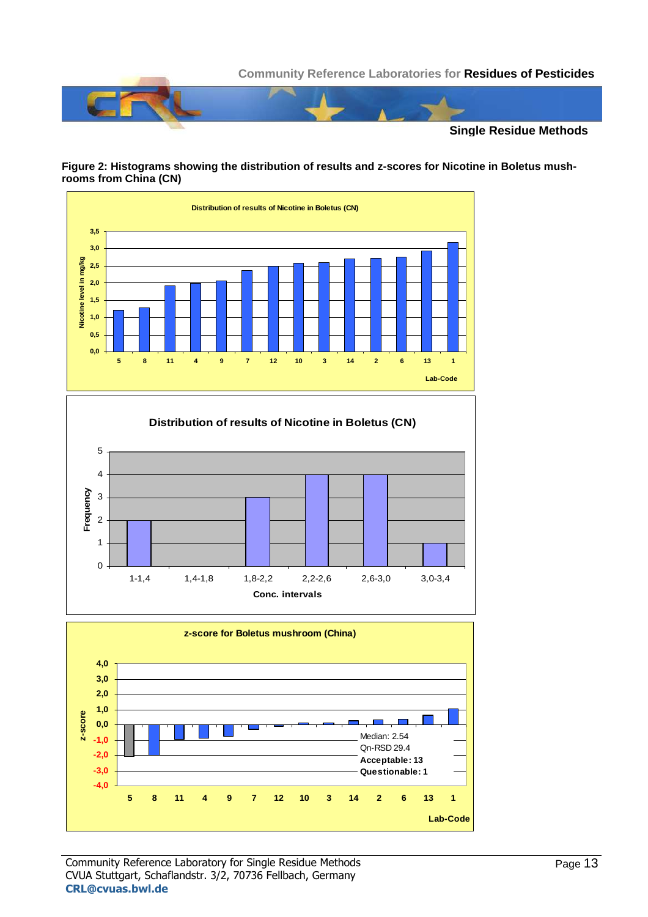**Figure 2: Histograms showing the distribution of results and z-scores for Nicotine in Boletus mushrooms from China (CN)**

Median: 2.54
Qn-RSD 29.4
**Acceptable: 13**
**Questionable: 1**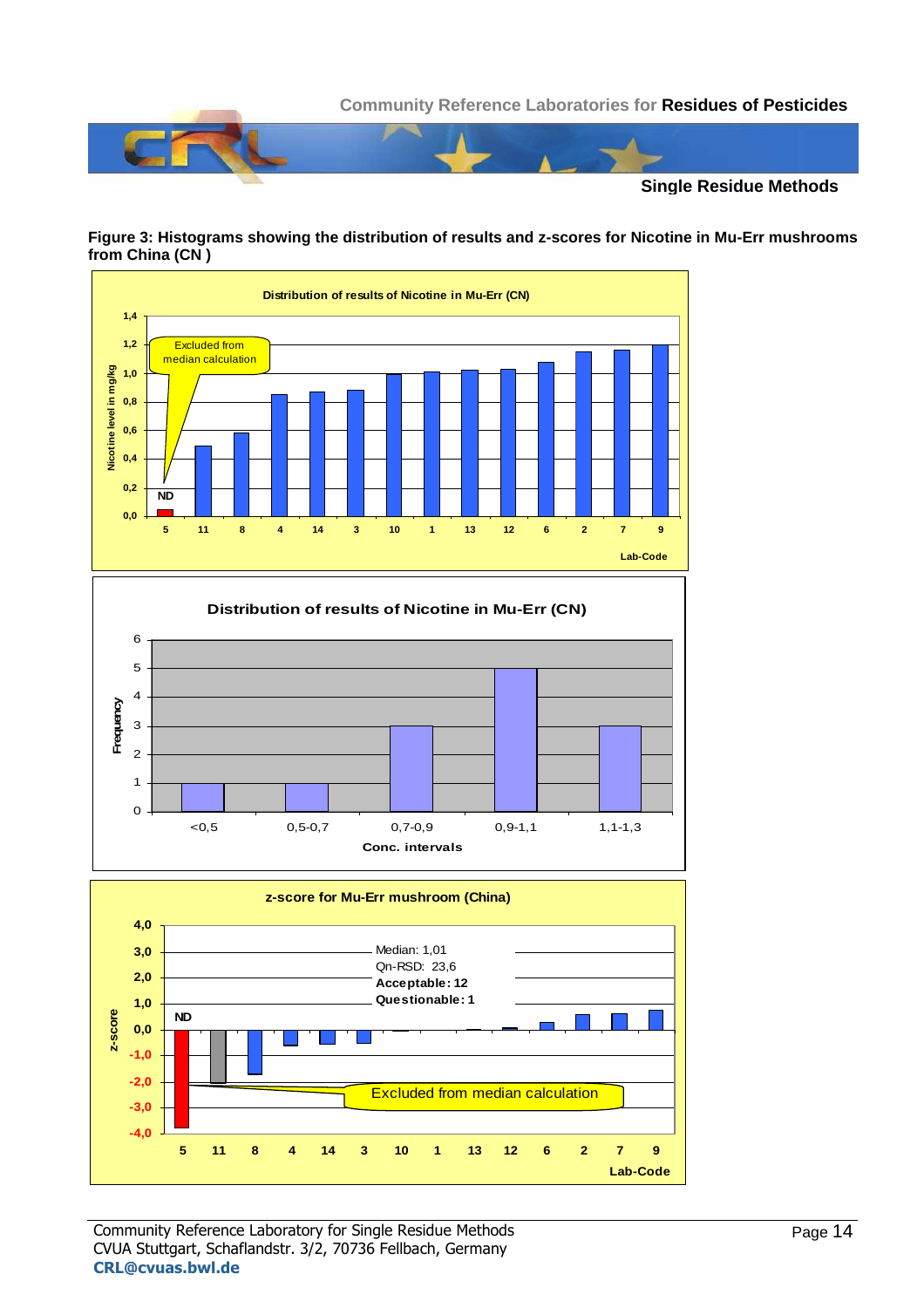**Figure 3: Histograms showing the distribution of results and z-scores for Nicotine in Mu-Err mushrooms from China (CN )**

**Distribution of results of Nicotine in Mu-Err (CN)**

Excluded from median calculation

ND

Nicotine level in mg/kg

Lab-Code: 5, 11, 8, 4, 14, 3, 10, 1, 13, 12, 6, 2, 7, 9

**Distribution of results of Nicotine in Mu-Err (CN)**

Frequency

Conc. intervals: <0,5; 0,5-0,7; 0,7-0,9; 0,9-1,1; 1,1-1,3

**z-score for Mu-Err mushroom (China)**

Median: 1,01
Qn-RSD: 23,6
**Acceptable: 12**
**Questionable: 1**

ND

Excluded from median calculation

z-score

Lab-Code: 5, 11, 8, 4, 14, 3, 10, 1, 13, 12, 6, 2, 7, 9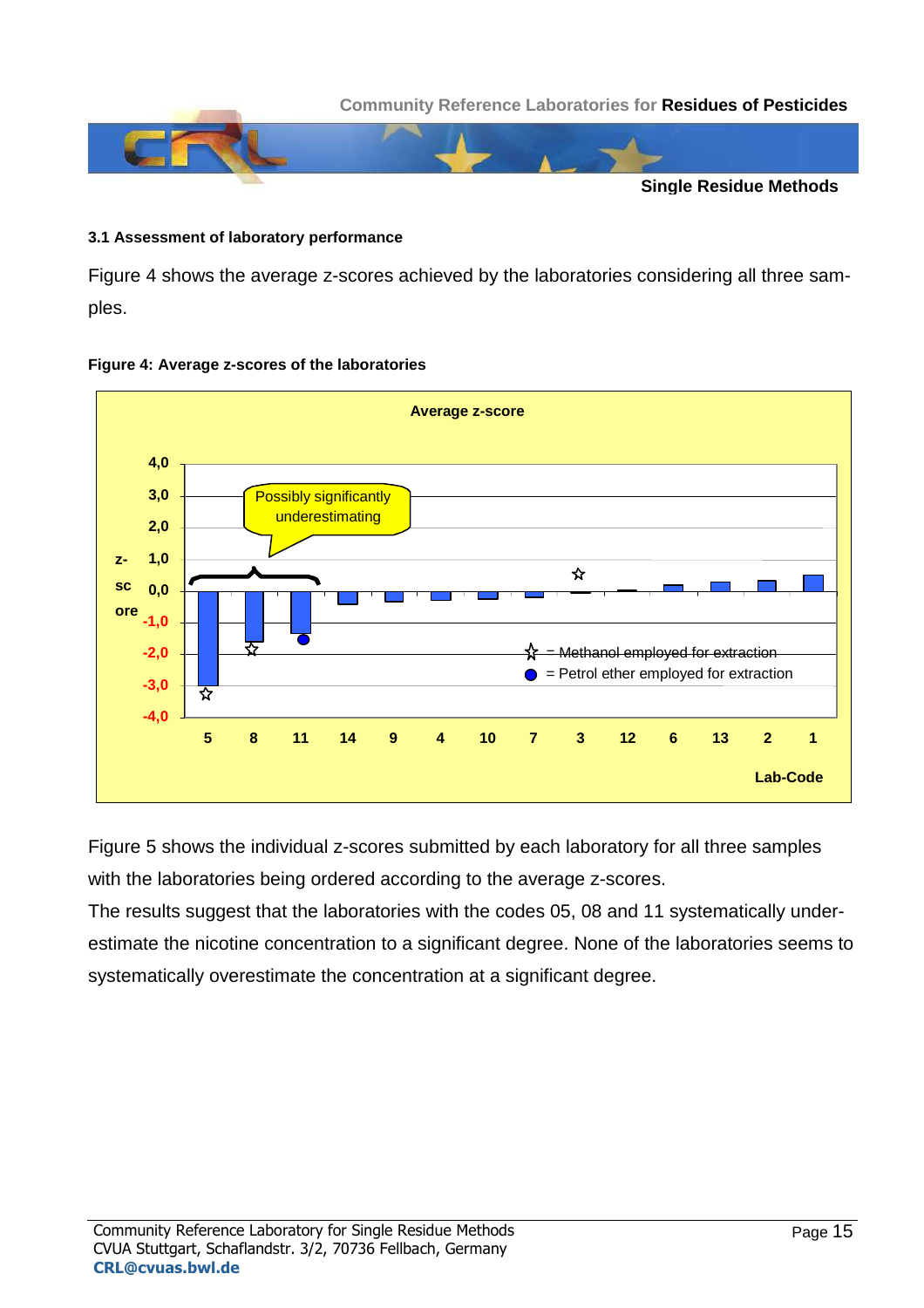### 3.1 Assessment of laboratory performance

Figure 4 shows the average z-scores achieved by the laboratories considering all three samples.

**Figure 4: Average z-scores of the laboratories**

Figure 5 shows the individual z-scores submitted by each laboratory for all three samples with the laboratories being ordered according to the average z-scores.

The results suggest that the laboratories with the codes 05, 08 and 11 systematically underestimate the nicotine concentration to a significant degree. None of the laboratories seems to systematically overestimate the concentration at a significant degree.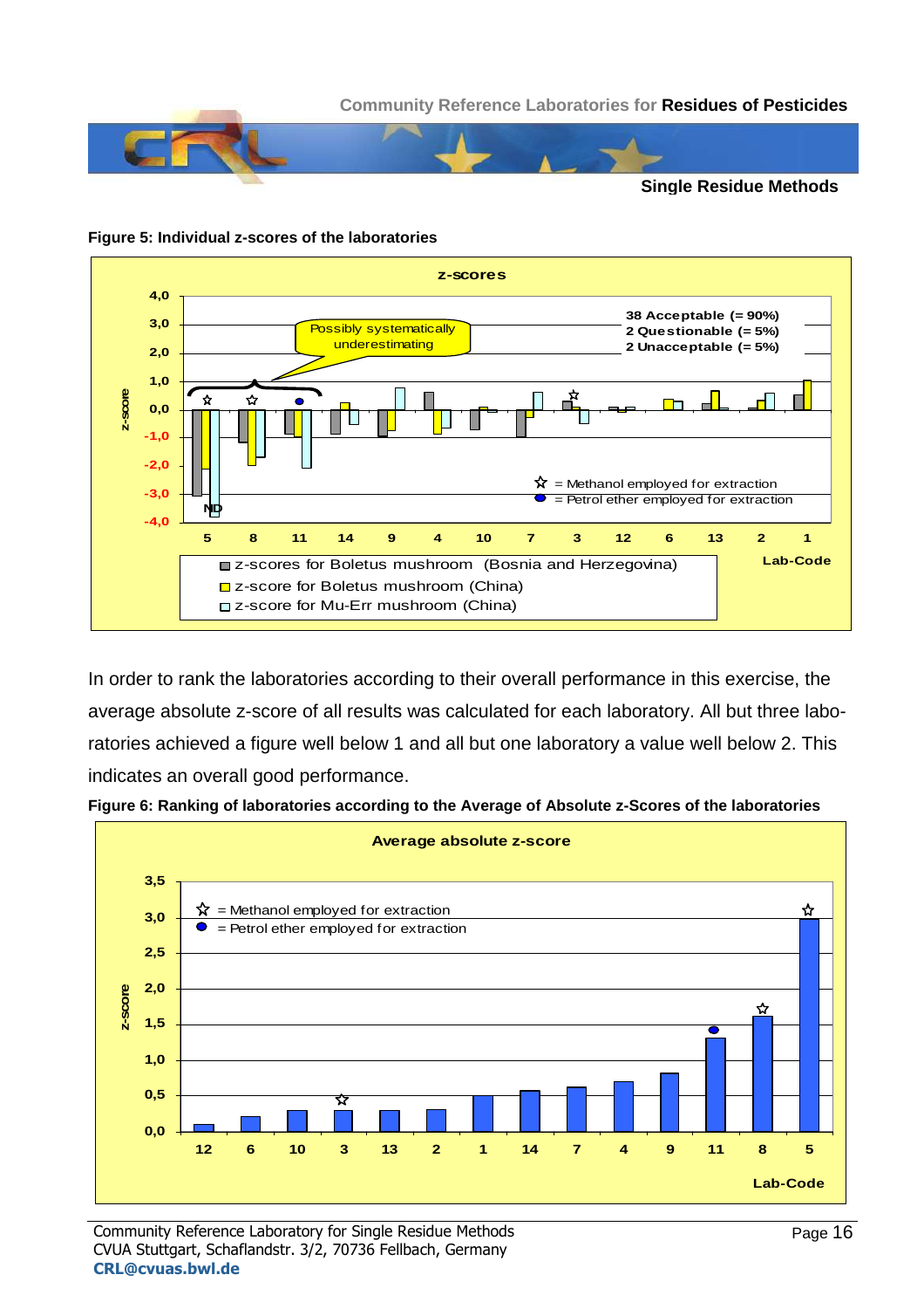**Figure 5: Individual z-scores of the laboratories**

In order to rank the laboratories according to their overall performance in this exercise, the average absolute z-score of all results was calculated for each laboratory. All but three laboratories achieved a figure well below 1 and all but one laboratory a value well below 2. This indicates an overall good performance.

**Figure 6: Ranking of laboratories according to the Average of Absolute z-Scores of the laboratories**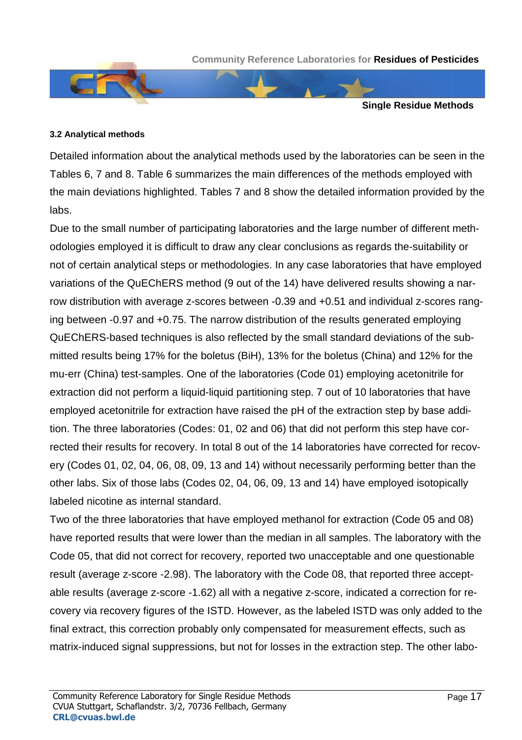### 3.2 Analytical methods

Detailed information about the analytical methods used by the laboratories can be seen in the Tables 6, 7 and 8. Table 6 summarizes the main differences of the methods employed with the main deviations highlighted. Tables 7 and 8 show the detailed information provided by the labs.

Due to the small number of participating laboratories and the large number of different methodologies employed it is difficult to draw any clear conclusions as regards the-suitability or not of certain analytical steps or methodologies. In any case laboratories that have employed variations of the QuEChERS method (9 out of the 14) have delivered results showing a narrow distribution with average z-scores between -0.39 and +0.51 and individual z-scores ranging between -0.97 and +0.75. The narrow distribution of the results generated employing QuEChERS-based techniques is also reflected by the small standard deviations of the submitted results being 17% for the boletus (BiH), 13% for the boletus (China) and 12% for the mu-err (China) test-samples. One of the laboratories (Code 01) employing acetonitrile for extraction did not perform a liquid-liquid partitioning step. 7 out of 10 laboratories that have employed acetonitrile for extraction have raised the pH of the extraction step by base addition. The three laboratories (Codes: 01, 02 and 06) that did not perform this step have corrected their results for recovery. In total 8 out of the 14 laboratories have corrected for recovery (Codes 01, 02, 04, 06, 08, 09, 13 and 14) without necessarily performing better than the other labs. Six of those labs (Codes 02, 04, 06, 09, 13 and 14) have employed isotopically labeled nicotine as internal standard.

Two of the three laboratories that have employed methanol for extraction (Code 05 and 08) have reported results that were lower than the median in all samples. The laboratory with the Code 05, that did not correct for recovery, reported two unacceptable and one questionable result (average z-score -2.98). The laboratory with the Code 08, that reported three acceptable results (average z-score -1.62) all with a negative z-score, indicated a correction for recovery via recovery figures of the ISTD. However, as the labeled ISTD was only added to the final extract, this correction probably only compensated for measurement effects, such as matrix-induced signal suppressions, but not for losses in the extraction step. The other labo-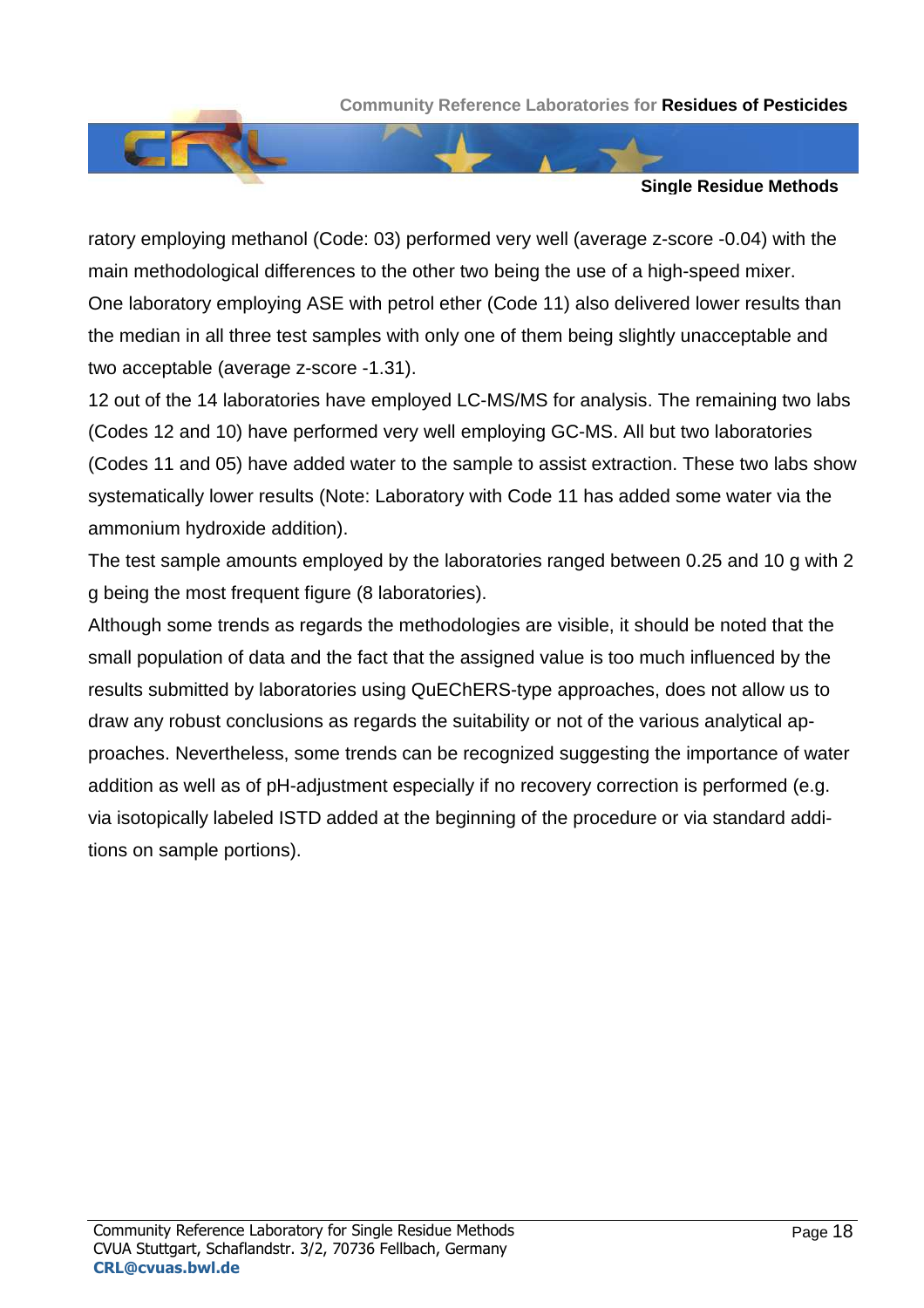ratory employing methanol (Code: 03) performed very well (average z-score -0.04) with the main methodological differences to the other two being the use of a high-speed mixer.
One laboratory employing ASE with petrol ether (Code 11) also delivered lower results than the median in all three test samples with only one of them being slightly unacceptable and two acceptable (average z-score -1.31).
12 out of the 14 laboratories have employed LC-MS/MS for analysis. The remaining two labs (Codes 12 and 10) have performed very well employing GC-MS. All but two laboratories (Codes 11 and 05) have added water to the sample to assist extraction. These two labs show systematically lower results (Note: Laboratory with Code 11 has added some water via the ammonium hydroxide addition).
The test sample amounts employed by the laboratories ranged between 0.25 and 10 g with 2 g being the most frequent figure (8 laboratories).
Although some trends as regards the methodologies are visible, it should be noted that the small population of data and the fact that the assigned value is too much influenced by the results submitted by laboratories using QuEChERS-type approaches, does not allow us to draw any robust conclusions as regards the suitability or not of the various analytical approaches. Nevertheless, some trends can be recognized suggesting the importance of water addition as well as of pH-adjustment especially if no recovery correction is performed (e.g. via isotopically labeled ISTD added at the beginning of the procedure or via standard additions on sample portions).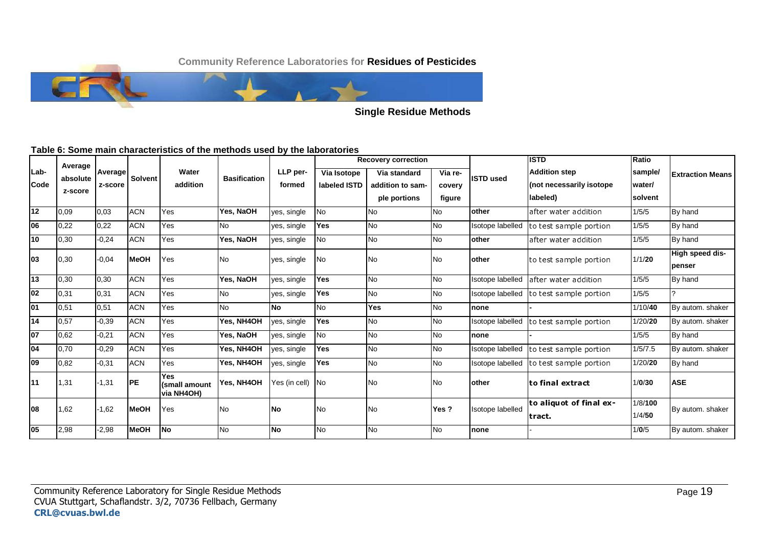**Table 6: Some main characteristics of the methods used by the laboratories**

| Lab-Code | Average absolute z-score | Average z-score | Solvent | Water addition | Basification | LLP performed | Recovery correction | | | ISTD used | ISTD Addition step (not necessarily isotope labeled) | Ratio sample/ water/ solvent | Extraction Means |
|---|---|---|---|---|---|---|---|---|---|---|---|---|---|
| | | | | | | | Via Isotope labeled ISTD | Via standard addition to sample portions | Via recovery figure | | | | |
| 12 | 0,09 | 0,03 | ACN | Yes | **Yes, NaOH** | yes, single | No | No | No | **other** | after water addition | 1/5/5 | By hand |
| 06 | 0,22 | 0,22 | ACN | Yes | No | yes, single | **Yes** | No | No | Isotope labelled | to test sample portion | 1/5/5 | By hand |
| 10 | 0,30 | -0,24 | ACN | Yes | **Yes, NaOH** | yes, single | No | No | No | **other** | after water addition | 1/5/5 | By hand |
| 03 | 0,30 | -0,04 | **MeOH** | Yes | No | yes, single | No | No | No | **other** | to test sample portion | 1/1/**20** | **High speed dispenser** |
| 13 | 0,30 | 0,30 | ACN | Yes | **Yes, NaOH** | yes, single | **Yes** | No | No | Isotope labelled | after water addition | 1/5/5 | By hand |
| 02 | 0,31 | 0,31 | ACN | Yes | No | yes, single | **Yes** | No | No | Isotope labelled | to test sample portion | 1/5/5 | ? |
| 01 | 0,51 | 0,51 | ACN | Yes | No | **No** | No | **Yes** | No | **none** | **-** | 1/10/**40** | By autom. shaker |
| 14 | 0,57 | -0,39 | ACN | Yes | **Yes, NH4OH** | yes, single | **Yes** | No | No | Isotope labelled | to test sample portion | 1/20/**20** | By autom. shaker |
| 07 | 0,62 | -0,21 | ACN | Yes | **Yes, NaOH** | yes, single | No | No | No | **none** | **-** | 1/5/5 | By hand |
| 04 | 0,70 | -0,29 | ACN | Yes | **Yes, NH4OH** | yes, single | **Yes** | No | No | Isotope labelled | to test sample portion | 1/5/7.5 | By autom. shaker |
| 09 | 0,82 | -0,31 | ACN | Yes | **Yes, NH4OH** | yes, single | **Yes** | No | No | Isotope labelled | to test sample portion | 1/20/**20** | By hand |
| 11 | 1,31 | -1,31 | **PE** | **Yes (small amount via NH4OH)** | **Yes, NH4OH** | Yes (in cell) | No | No | No | **other** | **to final extract** | 1/**0**/30 | **ASE** |
| 08 | 1,62 | -1,62 | **MeOH** | Yes | No | **No** | No | No | **Yes ?** | Isotope labelled | **to aliquot of final extract.** | 1/8/**100** 1/4/**50** | By autom. shaker |
| 05 | 2,98 | -2,98 | **MeOH** | **No** | No | **No** | No | No | No | **none** | - | 1/**0**/5 | By autom. shaker |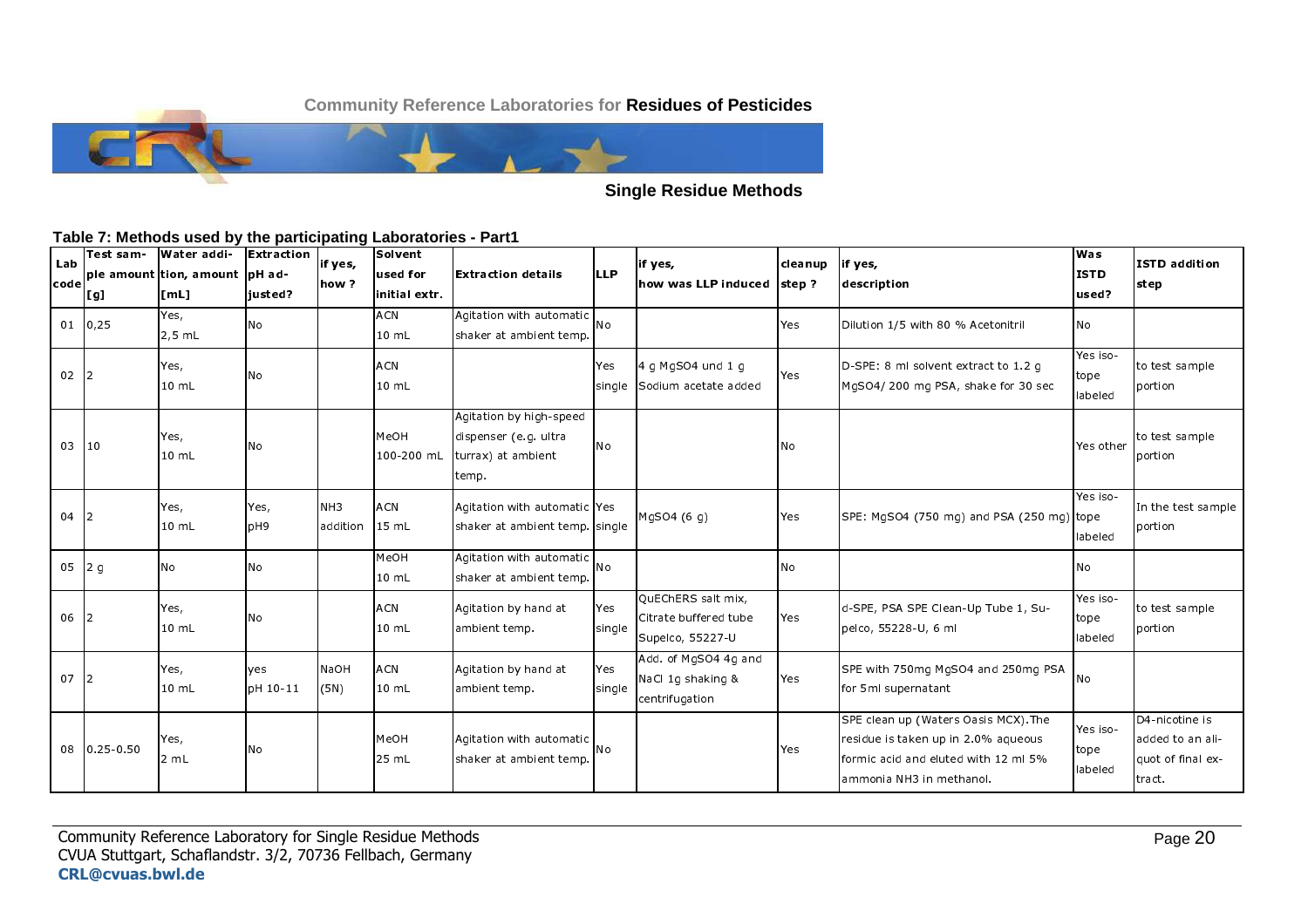**Table 7: Methods used by the participating Laboratories - Part1**

| Lab code | Test sample amount [g] | Water addition, amount [mL] | Extraction pH adjusted? | if yes, how ? | Solvent used for initial extr. | Extraction details | LLP | if yes, how was LLP induced | cleanup step ? | if yes, description | Was ISTD used? | ISTD addition step |
|---|---|---|---|---|---|---|---|---|---|---|---|---|
| 01 | 0,25 | Yes, 2,5 mL | No | | ACN 10 mL | Agitation with automatic shaker at ambient temp. | No | | Yes | Dilution 1/5 with 80 % Acetonitril | No | |
| 02 | 2 | Yes, 10 mL | No | | ACN 10 mL | | Yes single | 4 g MgSO4 und 1 g Sodium acetate added | Yes | D-SPE: 8 ml solvent extract to 1.2 g MgSO4/ 200 mg PSA, shake for 30 sec | Yes isotope labeled | to test sample portion |
| 03 | 10 | Yes, 10 mL | No | | MeOH 100-200 mL | Agitation by high-speed dispenser (e.g. ultra turrax) at ambient temp. | No | | No | | Yes other | to test sample portion |
| 04 | 2 | Yes, 10 mL | Yes, pH9 | NH3 addition | ACN 15 mL | Agitation with automatic shaker at ambient temp. | Yes single | MgSO4 (6 g) | Yes | SPE: MgSO4 (750 mg) and PSA (250 mg) | Yes isotope labeled | In the test sample portion |
| 05 | 2 g | No | No | | MeOH 10 mL | Agitation with automatic shaker at ambient temp. | No | | No | | No | |
| 06 | 2 | Yes, 10 mL | No | | ACN 10 mL | Agitation by hand at ambient temp. | Yes single | QuEChERS salt mix, Citrate buffered tube Supelco, 55227-U | Yes | d-SPE, PSA SPE Clean-Up Tube 1, Supelco, 55228-U, 6 ml | Yes isotope labeled | to test sample portion |
| 07 | 2 | Yes, 10 mL | yes pH 10-11 | NaOH (5N) | ACN 10 mL | Agitation by hand at ambient temp. | Yes single | Add. of MgSO4 4g and NaCl 1g shaking & centrifugation | Yes | SPE with 750mg MgSO4 and 250mg PSA for 5ml supernatant | No | |
| 08 | 0.25-0.50 | Yes, 2 mL | No | | MeOH 25 mL | Agitation with automatic shaker at ambient temp. | No | | Yes | SPE clean up (Waters Oasis MCX).The residue is taken up in 2.0% aqueous formic acid and eluted with 12 ml 5% ammonia NH3 in methanol. | Yes isotope labeled | D4-nicotine is added to an aliquot of final extract. |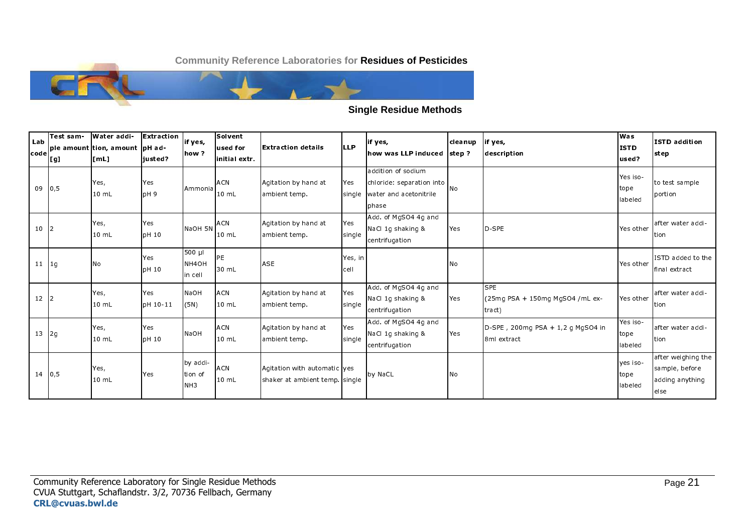## Single Residue Methods

| Lab code | Test sample amount [g] | Water addition, amount [mL] | Extraction pH adjusted? | if yes, how ? | Solvent used for initial extr. | Extraction details | LLP | if yes, how was LLP induced | cleanup step ? | if yes, description | Was ISTD used? | ISTD addition step |
|---|---|---|---|---|---|---|---|---|---|---|---|---|
| 09 | 0,5 | Yes, 10 mL | Yes pH 9 | Ammonia | ACN 10 mL | Agitation by hand at ambient temp. | Yes single | addition of sodium chloride: separation into water and acetonitrile phase | No | | Yes isotope labeled | to test sample portion |
| 10 | 2 | Yes, 10 mL | Yes pH 10 | NaOH 5N | ACN 10 mL | Agitation by hand at ambient temp. | Yes single | Add. of MgSO4 4g and NaCl 1g shaking & centrifugation | Yes | D-SPE | Yes other | after water addition |
| 11 | 1g | No | Yes pH 10 | 500 µl NH4OH in cell | PE 30 mL | ASE | Yes, in cell | | No | | Yes other | ISTD added to the final extract |
| 12 | 2 | Yes, 10 mL | Yes pH 10-11 | NaOH (5N) | ACN 10 mL | Agitation by hand at ambient temp. | Yes single | Add. of MgSO4 4g and NaCl 1g shaking & centrifugation | Yes | SPE (25mg PSA + 150mg MgSO4 /mL extract) | Yes other | after water addition |
| 13 | 2g | Yes, 10 mL | Yes pH 10 | NaOH | ACN 10 mL | Agitation by hand at ambient temp. | Yes single | Add. of MgSO4 4g and NaCl 1g shaking & centrifugation | Yes | D-SPE , 200mg PSA + 1,2 g MgSO4 in 8ml extract | Yes isotope labeled | after water addition |
| 14 | 0,5 | Yes, 10 mL | Yes | by addition of NH3 | ACN 10 mL | Agitation with automatic shaker at ambient temp. | yes single | by NaCL | No | | yes isotope labeled | after weighing the sample, before adding anything else |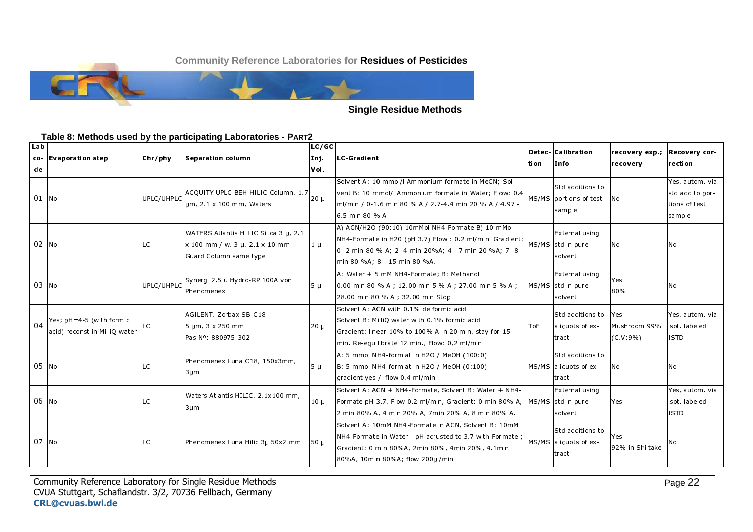Community Reference Laboratories for **Residues of Pesticides**

**Single Residue Methods**

**Table 8: Methods used by the participating Laboratories - PART2**

| Lab code | Evaporation step | Chr/phy | Separation column | LC/GC Inj. Vol. | LC-Gradient | Detection | Calibration Info | recovery exp.; recovery | Recovery correction |
|---|---|---|---|---|---|---|---|---|---|
| 01 | No | UPLC/UHPLC | ACQUITY UPLC BEH HILIC Column, 1.7 µm, 2.1 x 100 mm, Waters | 20 µl | Solvent A: 10 mmol/l Ammonium formate in MeCN; Solvent B: 10 mmol/l Ammonium formate in Water; Flow: 0.4 ml/min / 0-1.6 min 80 % A / 2.7-4.4 min 20 % A / 4.97 - 6.5 min 80 % A | MS/MS | Std additions to portions of test sample | No | Yes, autom. via std add to portions of test sample |
| 02 | No | LC | WATERS Atlantis HILIC Silica 3 µ, 2.1 x 100 mm / w. 3 µ, 2.1 x 10 mm Guard Column same type | 1 µl | A) ACN/H2O (90:10) 10mMol NH4-Formate B) 10 mMol NH4-Formate in H20 (pH 3.7) Flow : 0.2 ml/min Gradient: 0 -2 min 80 % A; 2 -4 min 20%A; 4 - 7 min 20 %A; 7 -8 min 80 %A; 8 - 15 min 80 %A. | MS/MS | External using std in pure solvent | No | No |
| 03 | No | UPLC/UHPLC | Synergi 2.5 u Hydro-RP 100A von Phenomenex | 5 µl | A: Water + 5 mM NH4-Formate; B: Methanol 0.00 min 80 % A ; 12.00 min 5 % A ; 27.00 min 5 % A ; 28.00 min 80 % A ; 32.00 min Stop | MS/MS | External using std in pure solvent | Yes 80% | No |
| 04 | Yes; pH=4-5 (with formic acid) reconst in MilliQ water | LC | AGILENT. Zorbax SB-C18 5 µm, 3 x 250 mm Pas Nº: 880975-302 | 20 µl | Solvent A: ACN with 0.1% de formic acid Solvent B: MilliQ water with 0.1% formic acid Gradient: linear 10% to 100% A in 20 min, stay for 15 min. Re-equilibrate 12 min., Flow: 0,2 ml/min | ToF | Std additions to aliquots of extract | Yes Mushroom 99% (C.V:9%) | Yes, autom. via isot. labeled ISTD |
| 05 | No | LC | Phenomenex Luna C18, 150x3mm, 3µm | 5 µl | A: 5 mmol NH4-formiat in H2O / MeOH (100:0) B: 5 mmol NH4-formiat in H2O / MeOH (0:100) gradient yes / flow 0,4 ml/min | MS/MS | Std additions to aliquots of extract | No | No |
| 06 | No | LC | Waters Atlantis HILIC, 2.1x100 mm, 3µm | 10 µl | Solvent A: ACN + NH4-Formate, Solvent B: Water + NH4-Formate pH 3.7, Flow 0.2 ml/min, Gradient: 0 min 80% A, 2 min 80% A, 4 min 20% A, 7min 20% A, 8 min 80% A. | MS/MS | External using std in pure solvent | Yes | Yes, autom. via isot. labeled ISTD |
| 07 | No | LC | Phenomenex Luna Hilic 3µ 50x2 mm | 50 µl | Solvent A: 10mM NH4-Formate in ACN, Solvent B: 10mM NH4-Formate in Water - pH adjusted to 3.7 with Formate ; Gradient: 0 min 80%A, 2min 80%, 4min 20%, 4.1min 80%A, 10min 80%A; flow 200µl/min | MS/MS | Std additions to aliquots of extract | Yes 92% in Shiitake | No |

Community Reference Laboratory for Single Residue Methods
CVUA Stuttgart, Schaflandstr. 3/2, 70736 Fellbach, Germany
**CRL@cvuas.bwl.de**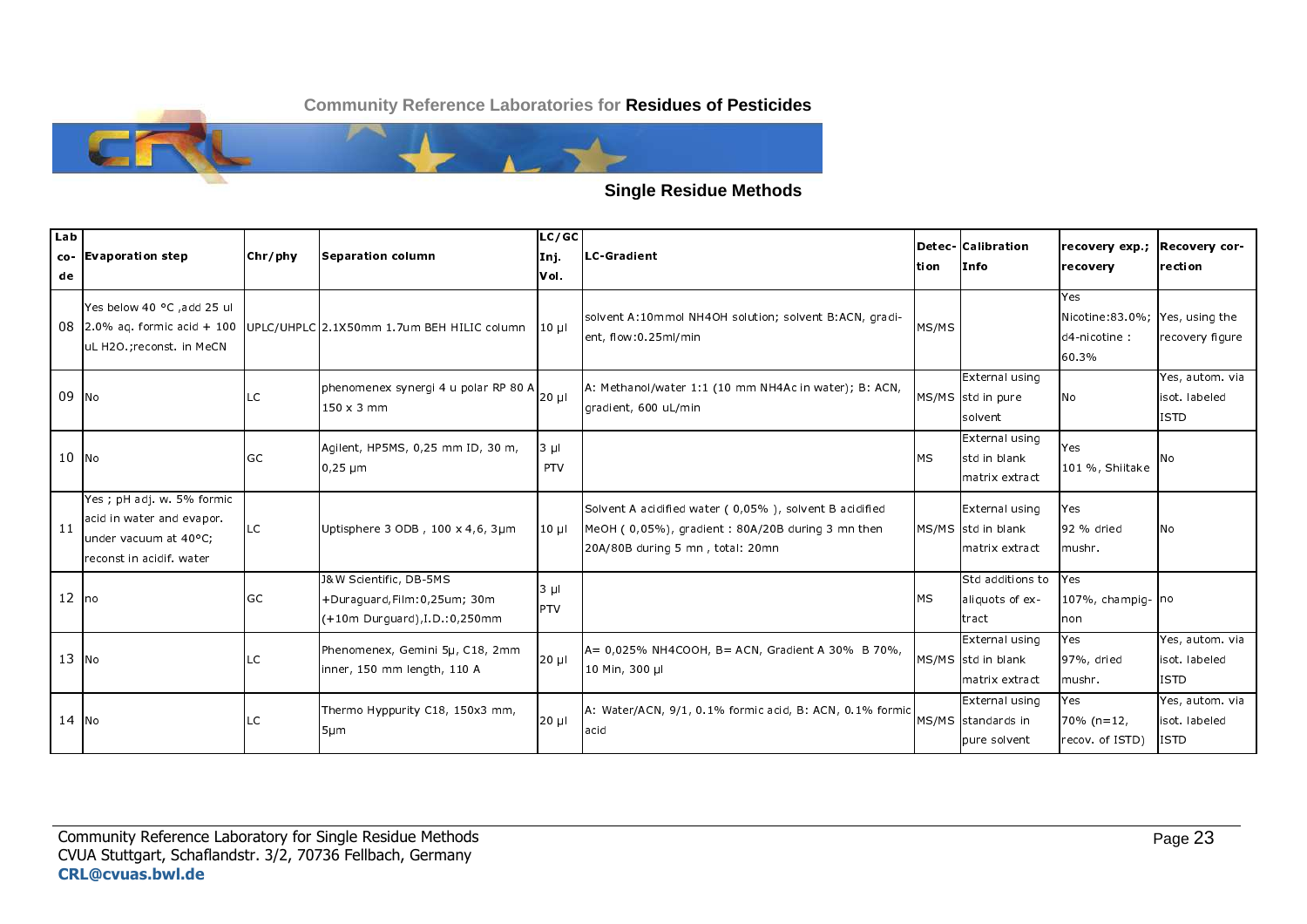**Community Reference Laboratories for Residues of Pesticides**

## Single Residue Methods

| Lab code | Evaporation step | Chr/phy | Separation column | LC/GC Inj. Vol. | LC-Gradient | Detection | Calibration Info | recovery exp.; recovery | Recovery correction |
|---|---|---|---|---|---|---|---|---|---|
| 08 | Yes below 40 °C ,add 25 ul 2.0% aq. formic acid + 100 uL H2O.;reconst. in MeCN | UPLC/UHPLC | 2.1X50mm 1.7um BEH HILIC column | 10 µl | solvent A:10mmol NH4OH solution; solvent B:ACN, gradient, flow:0.25ml/min | MS/MS | | Yes Nicotine:83.0%; d4-nicotine : 60.3% | Yes, using the recovery figure |
| 09 | No | LC | phenomenex synergi 4 u polar RP 80 A 150 x 3 mm | 20 µl | A: Methanol/water 1:1 (10 mm NH4Ac in water); B: ACN, gradient, 600 uL/min | MS/MS | External using std in pure solvent | No | Yes, autom. via isot. labeled ISTD |
| 10 | No | GC | Agilent, HP5MS, 0,25 mm ID, 30 m, 0,25 µm | 3 µl PTV | | MS | External using std in blank matrix extract | Yes 101 %, Shiitake | No |
| 11 | Yes ; pH adj. w. 5% formic acid in water and evapor. under vacuum at 40°C; reconst in acidif. water | LC | Uptisphere 3 ODB , 100 x 4,6, 3µm | 10 µl | Solvent A acidified water ( 0,05% ), solvent B acidified MeOH ( 0,05%), gradient : 80A/20B during 3 mn then 20A/80B during 5 mn , total: 20mn | MS/MS | External using std in blank matrix extract | Yes 92 % dried mushr. | No |
| 12 | no | GC | J&W Scientific, DB-5MS +Duraguard,Film:0,25um; 30m (+10m Durguard),I.D.:0,250mm | 3 µl PTV | | MS | Std additions to aliquots of extract | Yes 107%, champignon | no |
| 13 | No | LC | Phenomenex, Gemini 5µ, C18, 2mm inner, 150 mm length, 110 A | 20 µl | A= 0,025% NH4COOH, B= ACN, Gradient A 30% B 70%, 10 Min, 300 µl | MS/MS | External using std in blank matrix extract | Yes 97%, dried mushr. | Yes, autom. via isot. labeled ISTD |
| 14 | No | LC | Thermo Hyppurity C18, 150x3 mm, 5µm | 20 µl | A: Water/ACN, 9/1, 0.1% formic acid, B: ACN, 0.1% formic acid | MS/MS | External using standards in pure solvent | Yes 70% (n=12, recov. of ISTD) | Yes, autom. via isot. labeled ISTD |

Community Reference Laboratory for Single Residue Methods
CVUA Stuttgart, Schaflandstr. 3/2, 70736 Fellbach, Germany
**CRL@cvuas.bwl.de**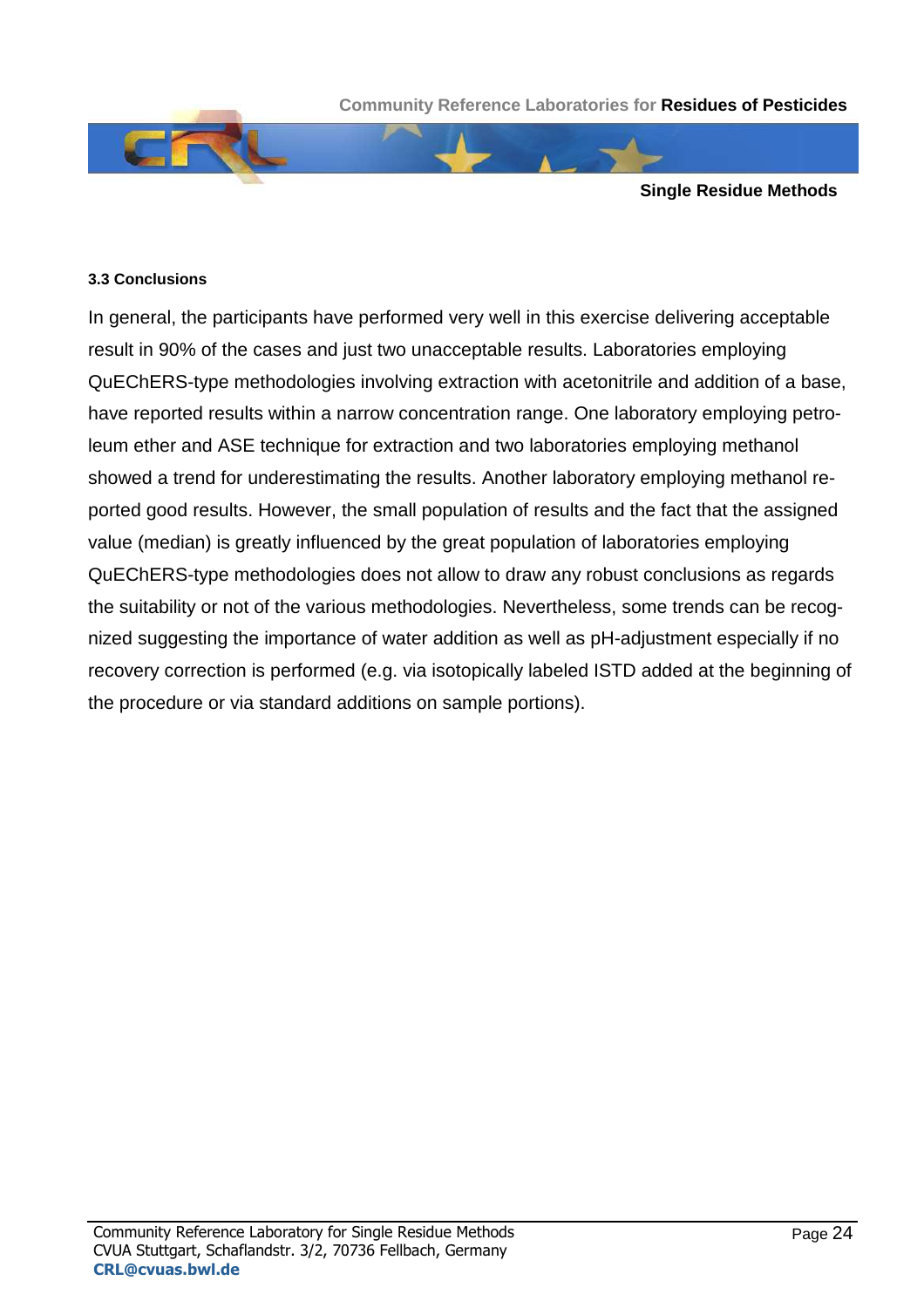### 3.3 Conclusions

In general, the participants have performed very well in this exercise delivering acceptable result in 90% of the cases and just two unacceptable results. Laboratories employing QuEChERS-type methodologies involving extraction with acetonitrile and addition of a base, have reported results within a narrow concentration range. One laboratory employing petroleum ether and ASE technique for extraction and two laboratories employing methanol showed a trend for underestimating the results. Another laboratory employing methanol reported good results. However, the small population of results and the fact that the assigned value (median) is greatly influenced by the great population of laboratories employing QuEChERS-type methodologies does not allow to draw any robust conclusions as regards the suitability or not of the various methodologies. Nevertheless, some trends can be recognized suggesting the importance of water addition as well as pH-adjustment especially if no recovery correction is performed (e.g. via isotopically labeled ISTD added at the beginning of the procedure or via standard additions on sample portions).